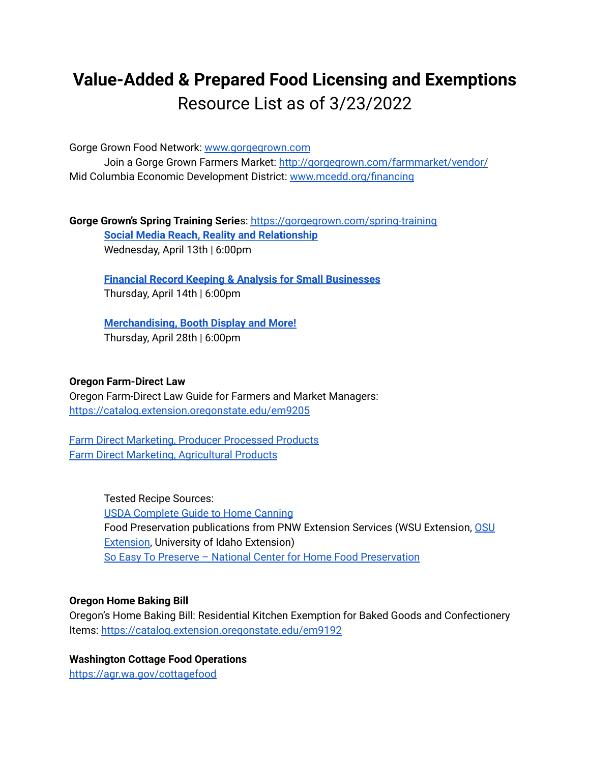# Value-Added & Prepared Food Licensing and Exemptions

Resource List as of 3/23/2022

Gorge Grown Food Network: [www.gorgegrown.com](www.gorgegrown.com)

Join a Gorge Grown Farmers Market: [http://gorgegrown.com/farmmarket/vendor/](http://gorgegrown.com/farmmarket/vendor/)

Mid Columbia Economic Development District: [www.mcedd.org/financing](www.mcedd.org/financing)

**Gorge Grown's Spring Training Series**: [https://gorgegrown.com/spring-training](https://gorgegrown.com/spring-training)

**Social Media Reach, Reality and Relationship**
Wednesday, April 13th | 6:00pm

**Financial Record Keeping & Analysis for Small Businesses**
Thursday, April 14th | 6:00pm

**Merchandising, Booth Display and More!**
Thursday, April 28th | 6:00pm

**Oregon Farm-Direct Law**

Oregon Farm-Direct Law Guide for Farmers and Market Managers: [https://catalog.extension.oregonstate.edu/em9205](https://catalog.extension.oregonstate.edu/em9205)

Farm Direct Marketing, Producer Processed Products
Farm Direct Marketing, Agricultural Products

Tested Recipe Sources:
USDA Complete Guide to Home Canning
Food Preservation publications from PNW Extension Services (WSU Extension, OSU Extension, University of Idaho Extension)
So Easy To Preserve – National Center for Home Food Preservation

**Oregon Home Baking Bill**

Oregon's Home Baking Bill: Residential Kitchen Exemption for Baked Goods and Confectionery Items: [https://catalog.extension.oregonstate.edu/em9192](https://catalog.extension.oregonstate.edu/em9192)

**Washington Cottage Food Operations**

[https://agr.wa.gov/cottagefood](https://agr.wa.gov/cottagefood)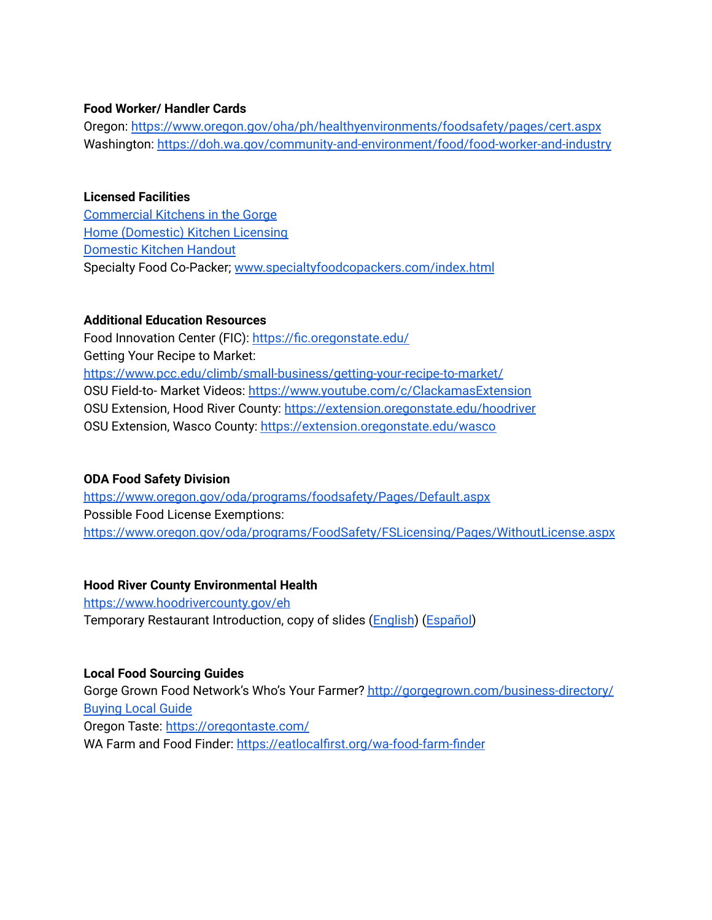**Food Worker/ Handler Cards**
Oregon: https://www.oregon.gov/oha/ph/healthyenvironments/foodsafety/pages/cert.aspx
Washington: https://doh.wa.gov/community-and-environment/food/food-worker-and-industry

**Licensed Facilities**
Commercial Kitchens in the Gorge
Home (Domestic) Kitchen Licensing
Domestic Kitchen Handout
Specialty Food Co-Packer; www.specialtyfoodcopackers.com/index.html

**Additional Education Resources**
Food Innovation Center (FIC): https://fic.oregonstate.edu/
Getting Your Recipe to Market:
https://www.pcc.edu/climb/small-business/getting-your-recipe-to-market/
OSU Field-to- Market Videos: https://www.youtube.com/c/ClackamasExtension
OSU Extension, Hood River County: https://extension.oregonstate.edu/hoodriver
OSU Extension, Wasco County: https://extension.oregonstate.edu/wasco

**ODA Food Safety Division**
https://www.oregon.gov/oda/programs/foodsafety/Pages/Default.aspx
Possible Food License Exemptions:
https://www.oregon.gov/oda/programs/FoodSafety/FSLicensing/Pages/WithoutLicense.aspx

**Hood River County Environmental Health**
https://www.hoodrivercounty.gov/eh
Temporary Restaurant Introduction, copy of slides (English) (Español)

**Local Food Sourcing Guides**
Gorge Grown Food Network's Who's Your Farmer? http://gorgegrown.com/business-directory/
Buying Local Guide
Oregon Taste: https://oregontaste.com/
WA Farm and Food Finder: https://eatlocalfirst.org/wa-food-farm-finder